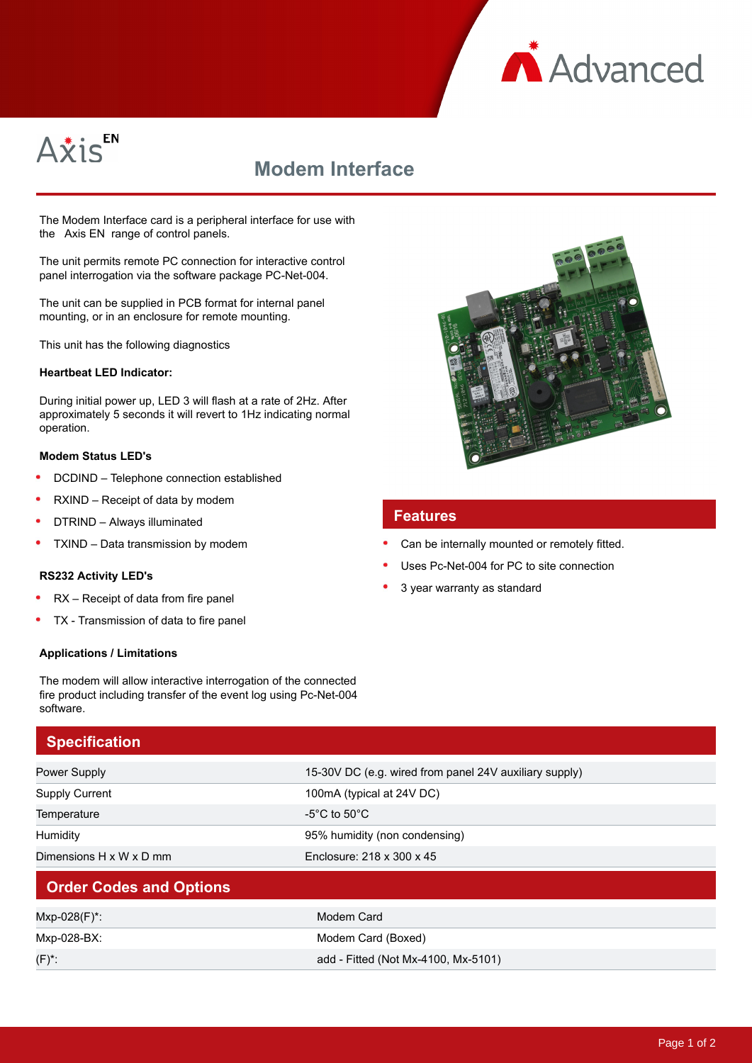# Axis EN

## Modem Interface

The Modem Interface card is a peripheral interface for use with the Axis EN range of control panels.

The unit permits remote PC connection for interactive control panel interrogation via the software package PC-Net-004.

The unit can be supplied in PCB format for internal panel mounting, or in an enclosure for remote mounting.

This unit has the following diagnostics

**Heartbeat LED Indicator:**

During initial power up, LED 3 will flash at a rate of 2Hz. After approximately 5 seconds it will revert to 1Hz indicating normal operation.

**Modem Status LED's**

- DCDIND – Telephone connection established
- RXIND – Receipt of data by modem
- DTRIND – Always illuminated
- TXIND – Data transmission by modem

**RS232 Activity LED's**

- RX – Receipt of data from fire panel
- TX - Transmission of data to fire panel

**Applications / Limitations**

The modem will allow interactive interrogation of the connected fire product including transfer of the event log using Pc-Net-004 software.

## Features

- Can be internally mounted or remotely fitted.
- Uses Pc-Net-004 for PC to site connection
- 3 year warranty as standard

## Specification

| | |
|---|---|
| Power Supply | 15-30V DC (e.g. wired from panel 24V auxiliary supply) |
| Supply Current | 100mA (typical at 24V DC) |
| Temperature | -5°C to 50°C |
| Humidity | 95% humidity (non condensing) |
| Dimensions H x W x D mm | Enclosure: 218 x 300 x 45 |

## Order Codes and Options

| | |
|---|---|
| Mxp-028(F)*: | Modem Card |
| Mxp-028-BX: | Modem Card (Boxed) |
| (F)*: | add - Fitted (Not Mx-4100, Mx-5101) |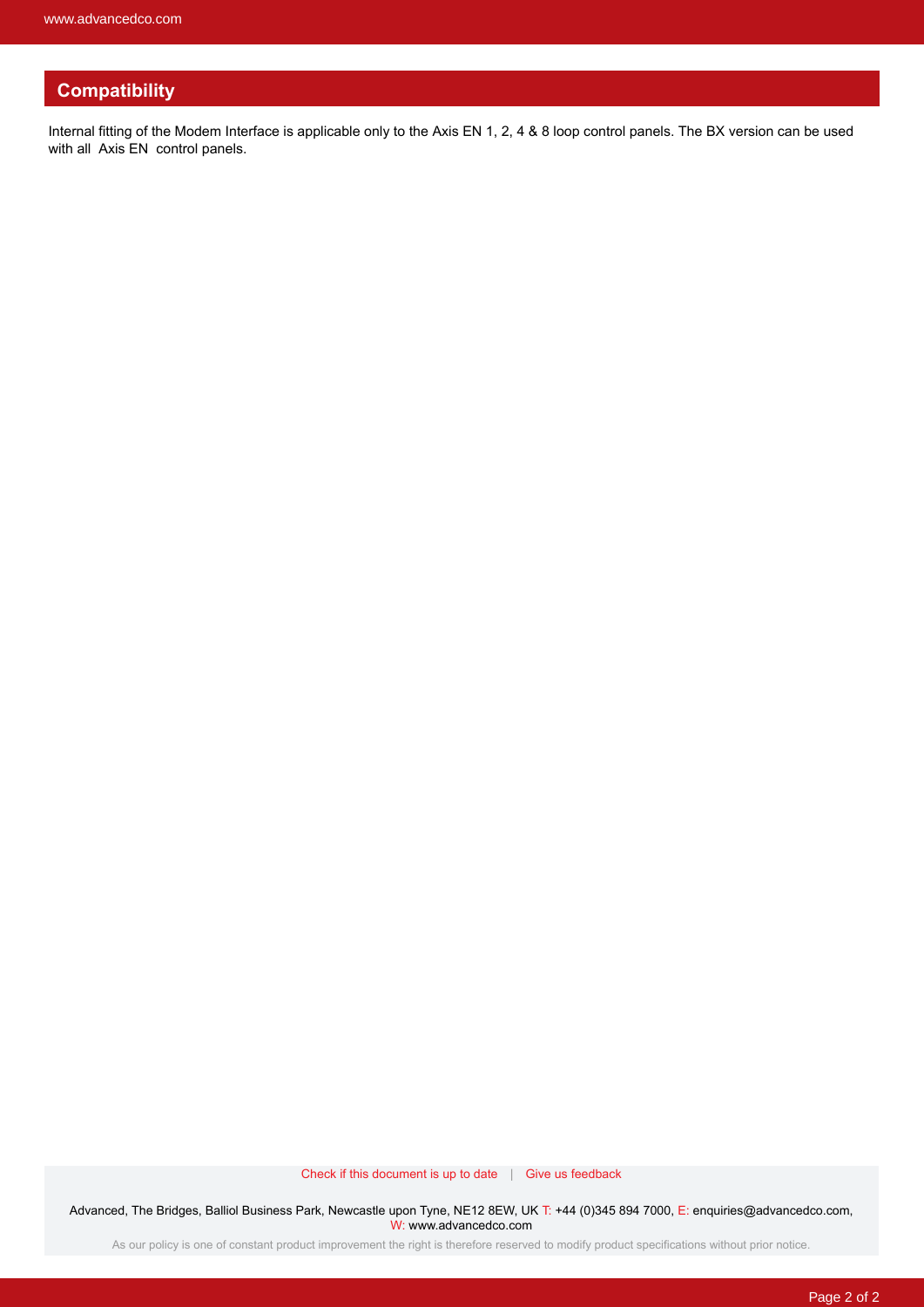## Compatibility

Internal fitting of the Modem Interface is applicable only to the Axis EN 1, 2, 4 & 8 loop control panels. The BX version can be used with all Axis EN control panels.

Check if this document is up to date | Give us feedback

Advanced, The Bridges, Balliol Business Park, Newcastle upon Tyne, NE12 8EW, UK T: +44 (0)345 894 7000, E: enquiries@advancedco.com, W: www.advancedco.com

As our policy is one of constant product improvement the right is therefore reserved to modify product specifications without prior notice.